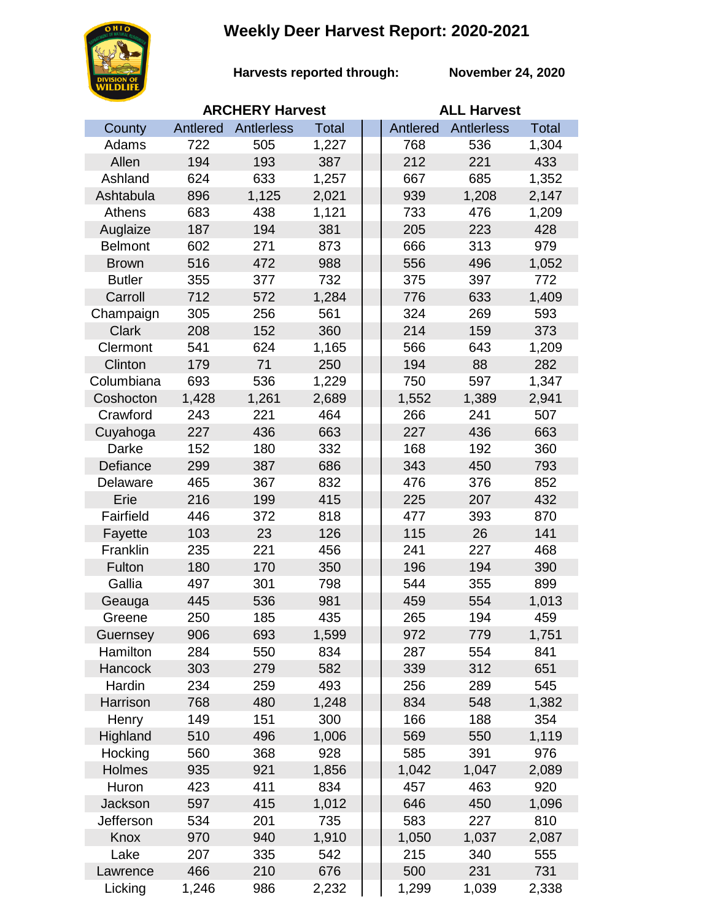# Weekly Deer Harvest Report: 2020-2021

**Harvests reported through:** **November 24, 2020**

| County | ARCHERY Harvest | | | ALL Harvest | | |
|---|---|---|---|---|---|---|
| | Antlered | Antlerless | Total | Antlered | Antlerless | Total |
| Adams | 722 | 505 | 1,227 | 768 | 536 | 1,304 |
| Allen | 194 | 193 | 387 | 212 | 221 | 433 |
| Ashland | 624 | 633 | 1,257 | 667 | 685 | 1,352 |
| Ashtabula | 896 | 1,125 | 2,021 | 939 | 1,208 | 2,147 |
| Athens | 683 | 438 | 1,121 | 733 | 476 | 1,209 |
| Auglaize | 187 | 194 | 381 | 205 | 223 | 428 |
| Belmont | 602 | 271 | 873 | 666 | 313 | 979 |
| Brown | 516 | 472 | 988 | 556 | 496 | 1,052 |
| Butler | 355 | 377 | 732 | 375 | 397 | 772 |
| Carroll | 712 | 572 | 1,284 | 776 | 633 | 1,409 |
| Champaign | 305 | 256 | 561 | 324 | 269 | 593 |
| Clark | 208 | 152 | 360 | 214 | 159 | 373 |
| Clermont | 541 | 624 | 1,165 | 566 | 643 | 1,209 |
| Clinton | 179 | 71 | 250 | 194 | 88 | 282 |
| Columbiana | 693 | 536 | 1,229 | 750 | 597 | 1,347 |
| Coshocton | 1,428 | 1,261 | 2,689 | 1,552 | 1,389 | 2,941 |
| Crawford | 243 | 221 | 464 | 266 | 241 | 507 |
| Cuyahoga | 227 | 436 | 663 | 227 | 436 | 663 |
| Darke | 152 | 180 | 332 | 168 | 192 | 360 |
| Defiance | 299 | 387 | 686 | 343 | 450 | 793 |
| Delaware | 465 | 367 | 832 | 476 | 376 | 852 |
| Erie | 216 | 199 | 415 | 225 | 207 | 432 |
| Fairfield | 446 | 372 | 818 | 477 | 393 | 870 |
| Fayette | 103 | 23 | 126 | 115 | 26 | 141 |
| Franklin | 235 | 221 | 456 | 241 | 227 | 468 |
| Fulton | 180 | 170 | 350 | 196 | 194 | 390 |
| Gallia | 497 | 301 | 798 | 544 | 355 | 899 |
| Geauga | 445 | 536 | 981 | 459 | 554 | 1,013 |
| Greene | 250 | 185 | 435 | 265 | 194 | 459 |
| Guernsey | 906 | 693 | 1,599 | 972 | 779 | 1,751 |
| Hamilton | 284 | 550 | 834 | 287 | 554 | 841 |
| Hancock | 303 | 279 | 582 | 339 | 312 | 651 |
| Hardin | 234 | 259 | 493 | 256 | 289 | 545 |
| Harrison | 768 | 480 | 1,248 | 834 | 548 | 1,382 |
| Henry | 149 | 151 | 300 | 166 | 188 | 354 |
| Highland | 510 | 496 | 1,006 | 569 | 550 | 1,119 |
| Hocking | 560 | 368 | 928 | 585 | 391 | 976 |
| Holmes | 935 | 921 | 1,856 | 1,042 | 1,047 | 2,089 |
| Huron | 423 | 411 | 834 | 457 | 463 | 920 |
| Jackson | 597 | 415 | 1,012 | 646 | 450 | 1,096 |
| Jefferson | 534 | 201 | 735 | 583 | 227 | 810 |
| Knox | 970 | 940 | 1,910 | 1,050 | 1,037 | 2,087 |
| Lake | 207 | 335 | 542 | 215 | 340 | 555 |
| Lawrence | 466 | 210 | 676 | 500 | 231 | 731 |
| Licking | 1,246 | 986 | 2,232 | 1,299 | 1,039 | 2,338 |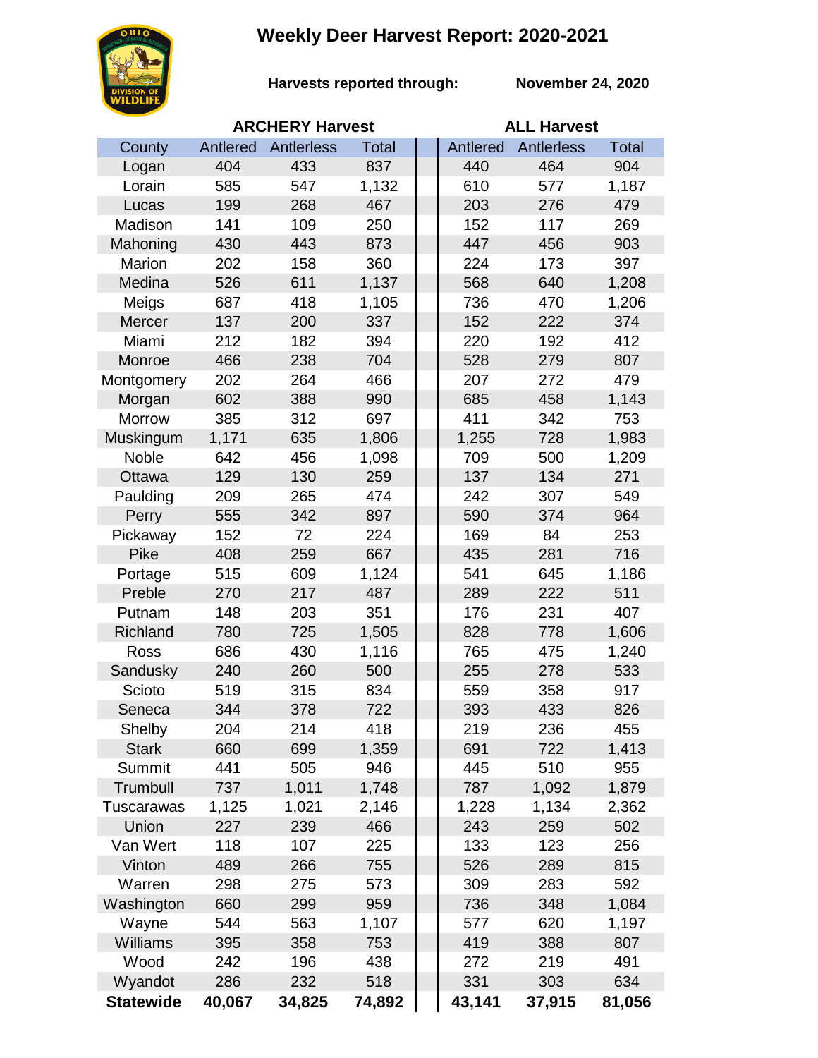# Weekly Deer Harvest Report: 2020-2021

**Harvests reported through:** **November 24, 2020**

| | ARCHERY Harvest | | | ALL Harvest | | |
|---|---|---|---|---|---|---|
| County | Antlered | Antlerless | Total | Antlered | Antlerless | Total |
| Logan | 404 | 433 | 837 | 440 | 464 | 904 |
| Lorain | 585 | 547 | 1,132 | 610 | 577 | 1,187 |
| Lucas | 199 | 268 | 467 | 203 | 276 | 479 |
| Madison | 141 | 109 | 250 | 152 | 117 | 269 |
| Mahoning | 430 | 443 | 873 | 447 | 456 | 903 |
| Marion | 202 | 158 | 360 | 224 | 173 | 397 |
| Medina | 526 | 611 | 1,137 | 568 | 640 | 1,208 |
| Meigs | 687 | 418 | 1,105 | 736 | 470 | 1,206 |
| Mercer | 137 | 200 | 337 | 152 | 222 | 374 |
| Miami | 212 | 182 | 394 | 220 | 192 | 412 |
| Monroe | 466 | 238 | 704 | 528 | 279 | 807 |
| Montgomery | 202 | 264 | 466 | 207 | 272 | 479 |
| Morgan | 602 | 388 | 990 | 685 | 458 | 1,143 |
| Morrow | 385 | 312 | 697 | 411 | 342 | 753 |
| Muskingum | 1,171 | 635 | 1,806 | 1,255 | 728 | 1,983 |
| Noble | 642 | 456 | 1,098 | 709 | 500 | 1,209 |
| Ottawa | 129 | 130 | 259 | 137 | 134 | 271 |
| Paulding | 209 | 265 | 474 | 242 | 307 | 549 |
| Perry | 555 | 342 | 897 | 590 | 374 | 964 |
| Pickaway | 152 | 72 | 224 | 169 | 84 | 253 |
| Pike | 408 | 259 | 667 | 435 | 281 | 716 |
| Portage | 515 | 609 | 1,124 | 541 | 645 | 1,186 |
| Preble | 270 | 217 | 487 | 289 | 222 | 511 |
| Putnam | 148 | 203 | 351 | 176 | 231 | 407 |
| Richland | 780 | 725 | 1,505 | 828 | 778 | 1,606 |
| Ross | 686 | 430 | 1,116 | 765 | 475 | 1,240 |
| Sandusky | 240 | 260 | 500 | 255 | 278 | 533 |
| Scioto | 519 | 315 | 834 | 559 | 358 | 917 |
| Seneca | 344 | 378 | 722 | 393 | 433 | 826 |
| Shelby | 204 | 214 | 418 | 219 | 236 | 455 |
| Stark | 660 | 699 | 1,359 | 691 | 722 | 1,413 |
| Summit | 441 | 505 | 946 | 445 | 510 | 955 |
| Trumbull | 737 | 1,011 | 1,748 | 787 | 1,092 | 1,879 |
| Tuscarawas | 1,125 | 1,021 | 2,146 | 1,228 | 1,134 | 2,362 |
| Union | 227 | 239 | 466 | 243 | 259 | 502 |
| Van Wert | 118 | 107 | 225 | 133 | 123 | 256 |
| Vinton | 489 | 266 | 755 | 526 | 289 | 815 |
| Warren | 298 | 275 | 573 | 309 | 283 | 592 |
| Washington | 660 | 299 | 959 | 736 | 348 | 1,084 |
| Wayne | 544 | 563 | 1,107 | 577 | 620 | 1,197 |
| Williams | 395 | 358 | 753 | 419 | 388 | 807 |
| Wood | 242 | 196 | 438 | 272 | 219 | 491 |
| Wyandot | 286 | 232 | 518 | 331 | 303 | 634 |
| **Statewide** | **40,067** | **34,825** | **74,892** | **43,141** | **37,915** | **81,056** |